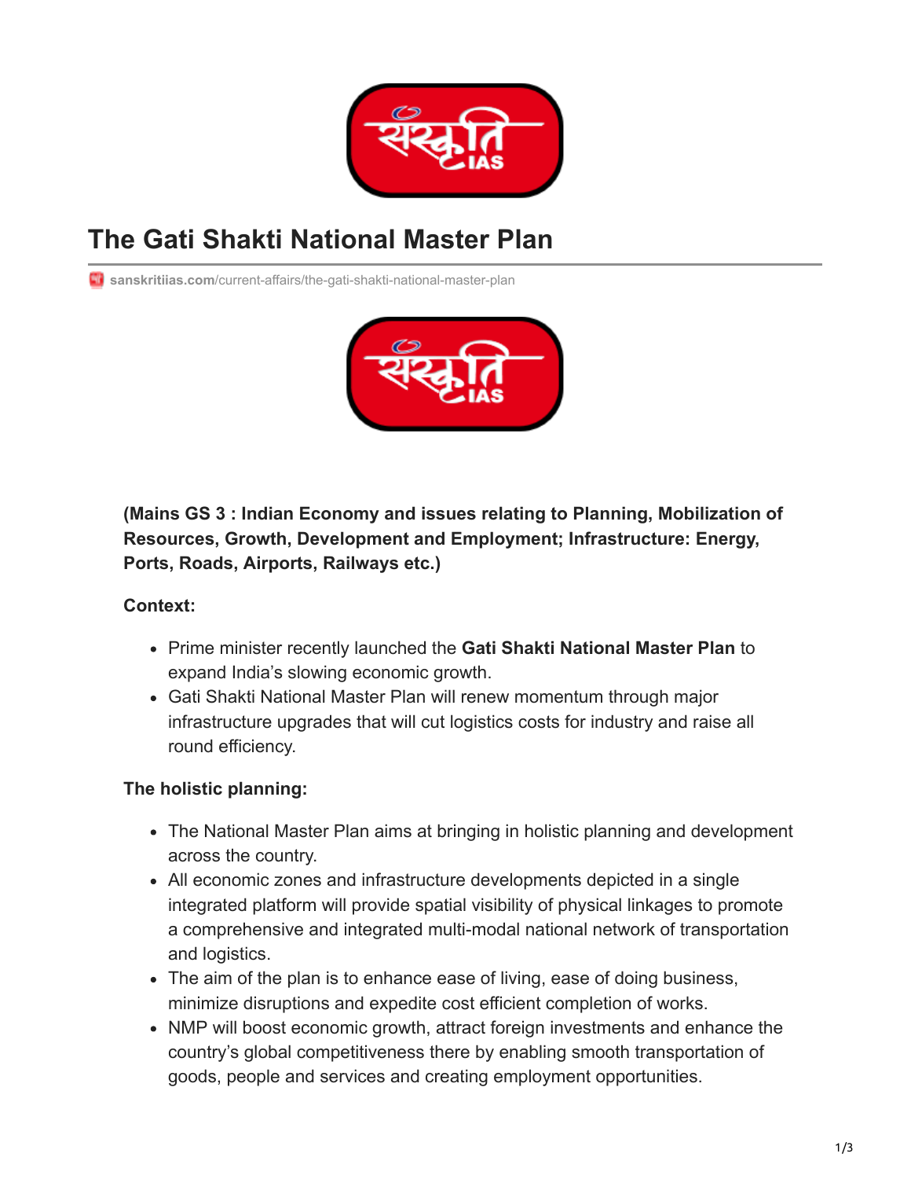# The Gati Shakti National Master Plan

sanskritiias.com/current-affairs/the-gati-shakti-national-master-plan

**(Mains GS 3 : Indian Economy and issues relating to Planning, Mobilization of Resources, Growth, Development and Employment; Infrastructure: Energy, Ports, Roads, Airports, Railways etc.)**

**Context:**

- Prime minister recently launched the **Gati Shakti National Master Plan** to expand India's slowing economic growth.
- Gati Shakti National Master Plan will renew momentum through major infrastructure upgrades that will cut logistics costs for industry and raise all round efficiency.

**The holistic planning:**

- The National Master Plan aims at bringing in holistic planning and development across the country.
- All economic zones and infrastructure developments depicted in a single integrated platform will provide spatial visibility of physical linkages to promote a comprehensive and integrated multi-modal national network of transportation and logistics.
- The aim of the plan is to enhance ease of living, ease of doing business, minimize disruptions and expedite cost efficient completion of works.
- NMP will boost economic growth, attract foreign investments and enhance the country's global competitiveness there by enabling smooth transportation of goods, people and services and creating employment opportunities.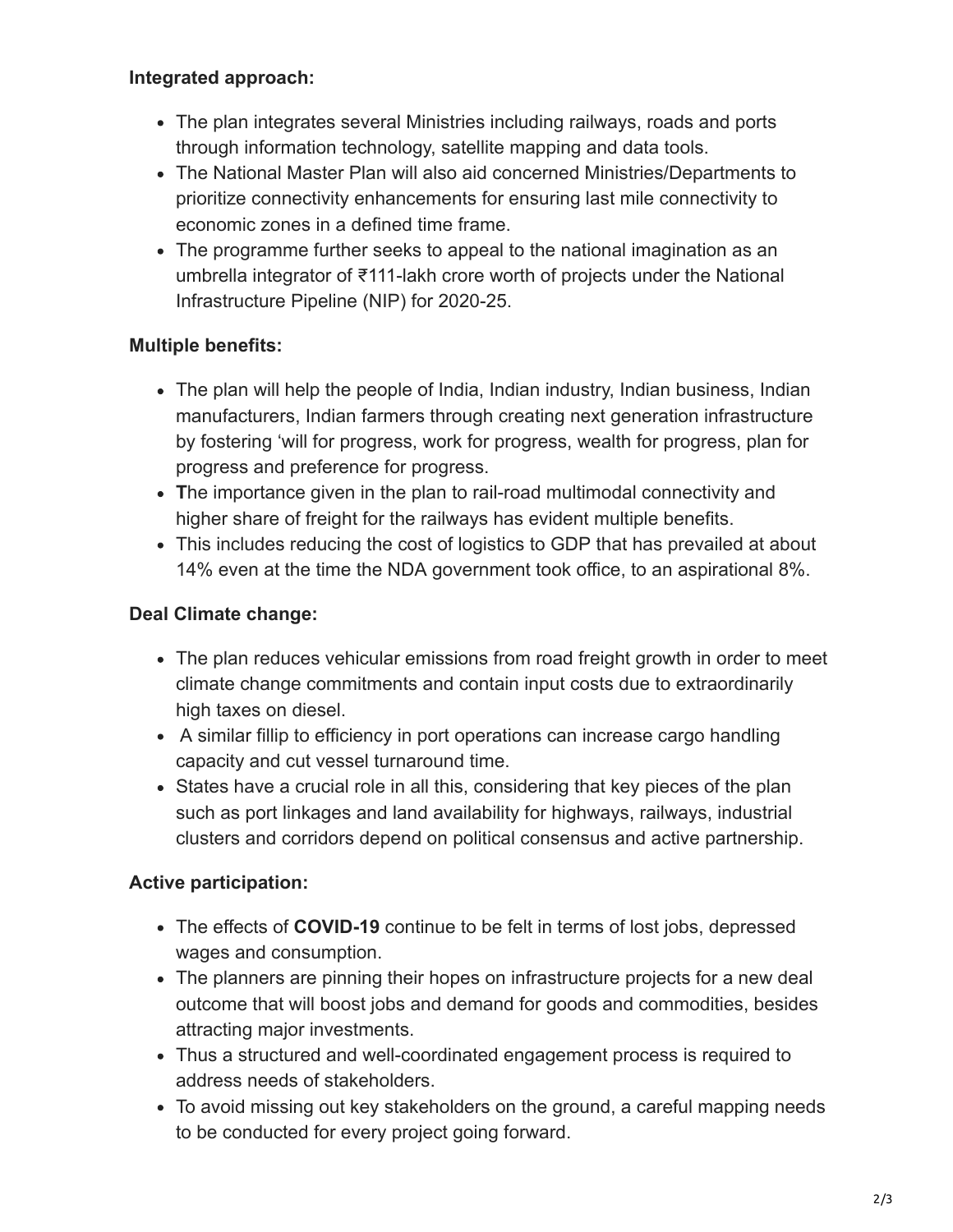**Integrated approach:**

- The plan integrates several Ministries including railways, roads and ports through information technology, satellite mapping and data tools.
- The National Master Plan will also aid concerned Ministries/Departments to prioritize connectivity enhancements for ensuring last mile connectivity to economic zones in a defined time frame.
- The programme further seeks to appeal to the national imagination as an umbrella integrator of ₹111-lakh crore worth of projects under the National Infrastructure Pipeline (NIP) for 2020-25.

**Multiple benefits:**

- The plan will help the people of India, Indian industry, Indian business, Indian manufacturers, Indian farmers through creating next generation infrastructure by fostering 'will for progress, work for progress, wealth for progress, plan for progress and preference for progress.
- **T**he importance given in the plan to rail-road multimodal connectivity and higher share of freight for the railways has evident multiple benefits.
- This includes reducing the cost of logistics to GDP that has prevailed at about 14% even at the time the NDA government took office, to an aspirational 8%.

**Deal Climate change:**

- The plan reduces vehicular emissions from road freight growth in order to meet climate change commitments and contain input costs due to extraordinarily high taxes on diesel.
- A similar fillip to efficiency in port operations can increase cargo handling capacity and cut vessel turnaround time.
- States have a crucial role in all this, considering that key pieces of the plan such as port linkages and land availability for highways, railways, industrial clusters and corridors depend on political consensus and active partnership.

**Active participation:**

- The effects of **COVID-19** continue to be felt in terms of lost jobs, depressed wages and consumption.
- The planners are pinning their hopes on infrastructure projects for a new deal outcome that will boost jobs and demand for goods and commodities, besides attracting major investments.
- Thus a structured and well-coordinated engagement process is required to address needs of stakeholders.
- To avoid missing out key stakeholders on the ground, a careful mapping needs to be conducted for every project going forward.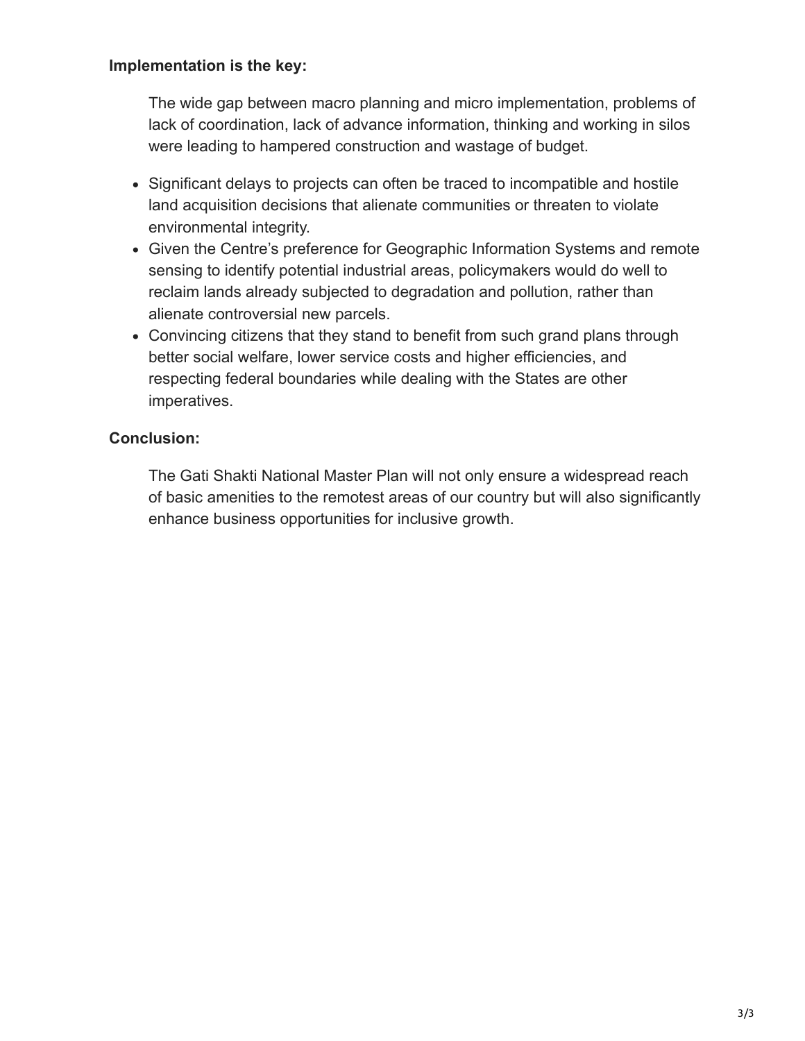**Implementation is the key:**

The wide gap between macro planning and micro implementation, problems of lack of coordination, lack of advance information, thinking and working in silos were leading to hampered construction and wastage of budget.

- Significant delays to projects can often be traced to incompatible and hostile land acquisition decisions that alienate communities or threaten to violate environmental integrity.
- Given the Centre's preference for Geographic Information Systems and remote sensing to identify potential industrial areas, policymakers would do well to reclaim lands already subjected to degradation and pollution, rather than alienate controversial new parcels.
- Convincing citizens that they stand to benefit from such grand plans through better social welfare, lower service costs and higher efficiencies, and respecting federal boundaries while dealing with the States are other imperatives.

**Conclusion:**

The Gati Shakti National Master Plan will not only ensure a widespread reach of basic amenities to the remotest areas of our country but will also significantly enhance business opportunities for inclusive growth.